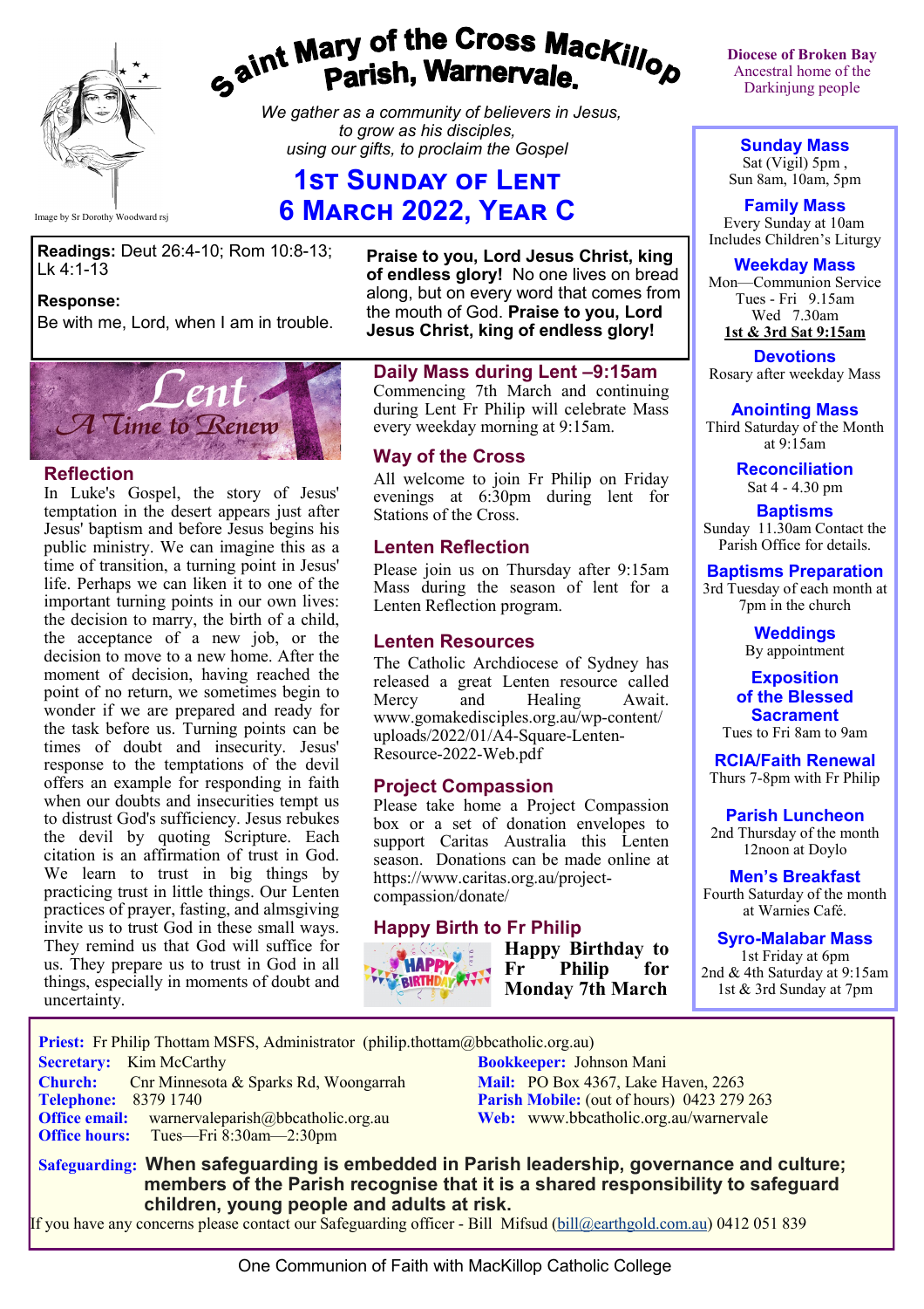# Saint Mary of the Cross MacKillop Parish, Warnervale.

Image by Sr Dorothy Woodward rsj

*We gather as a community of believers in Jesus, to grow as his disciples, using our gifts, to proclaim the Gospel*

## 1st Sunday of Lent
## 6 March 2022, Year C

**Diocese of Broken Bay**
Ancestral home of the Darkinjung people

**Readings:** Deut 26:4-10; Rom 10:8-13; Lk 4:1-13

**Response:**
Be with me, Lord, when I am in trouble.

**Praise to you, Lord Jesus Christ, king of endless glory!** No one lives on bread along, but on every word that comes from the mouth of God. **Praise to you, Lord Jesus Christ, king of endless glory!**

Lent — A Time to Renew

### Reflection

In Luke's Gospel, the story of Jesus' temptation in the desert appears just after Jesus' baptism and before Jesus begins his public ministry. We can imagine this as a time of transition, a turning point in Jesus' life. Perhaps we can liken it to one of the important turning points in our own lives: the decision to marry, the birth of a child, the acceptance of a new job, or the decision to move to a new home. After the moment of decision, having reached the point of no return, we sometimes begin to wonder if we are prepared and ready for the task before us. Turning points can be times of doubt and insecurity. Jesus' response to the temptations of the devil offers an example for responding in faith when our doubts and insecurities tempt us to distrust God's sufficiency. Jesus rebukes the devil by quoting Scripture. Each citation is an affirmation of trust in God. We learn to trust in big things by practicing trust in little things. Our Lenten practices of prayer, fasting, and almsgiving invite us to trust God in these small ways. They remind us that God will suffice for us. They prepare us to trust in God in all things, especially in moments of doubt and uncertainty.

### Daily Mass during Lent –9:15am

Commencing 7th March and continuing during Lent Fr Philip will celebrate Mass every weekday morning at 9:15am.

### Way of the Cross

All welcome to join Fr Philip on Friday evenings at 6:30pm during lent for Stations of the Cross.

### Lenten Reflection

Please join us on Thursday after 9:15am Mass during the season of lent for a Lenten Reflection program.

### Lenten Resources

The Catholic Archdiocese of Sydney has released a great Lenten resource called Mercy and Healing Await. www.gomakedisciples.org.au/wp-content/uploads/2022/01/A4-Square-Lenten-Resource-2022-Web.pdf

### Project Compassion

Please take home a Project Compassion box or a set of donation envelopes to support Caritas Australia this Lenten season. Donations can be made online at https://www.caritas.org.au/project-compassion/donate/

### Happy Birth to Fr Philip

**Happy Birthday to Fr Philip for Monday 7th March**

### Sunday Mass
Sat (Vigil) 5pm ,
Sun 8am, 10am, 5pm

### Family Mass
Every Sunday at 10am
Includes Children's Liturgy

### Weekday Mass
Mon—Communion Service
Tues - Fri 9.15am
Wed 7.30am
**1st & 3rd Sat 9:15am**

### Devotions
Rosary after weekday Mass

### Anointing Mass
Third Saturday of the Month at 9:15am

### Reconciliation
Sat 4 - 4.30 pm

### Baptisms
Sunday 11.30am Contact the Parish Office for details.

### Baptisms Preparation
3rd Tuesday of each month at 7pm in the church

### Weddings
By appointment

### Exposition of the Blessed Sacrament
Tues to Fri 8am to 9am

### RCIA/Faith Renewal
Thurs 7-8pm with Fr Philip

### Parish Luncheon
2nd Thursday of the month 12noon at Doylo

### Men's Breakfast
Fourth Saturday of the month at Warnies Café.

### Syro-Malabar Mass
1st Friday at 6pm
2nd & 4th Saturday at 9:15am
1st & 3rd Sunday at 7pm

**Priest:** Fr Philip Thottam MSFS, Administrator (philip.thottam@bbcatholic.org.au)
**Secretary:** Kim McCarthy
**Church:** Cnr Minnesota & Sparks Rd, Woongarrah
**Telephone:** 8379 1740
**Office email:** warnervaleparish@bbcatholic.org.au
**Office hours:** Tues—Fri 8:30am—2:30pm
**Bookkeeper:** Johnson Mani
**Mail:** PO Box 4367, Lake Haven, 2263
**Parish Mobile:** (out of hours) 0423 279 263
**Web:** www.bbcatholic.org.au/warnervale

**Safeguarding:** **When safeguarding is embedded in Parish leadership, governance and culture; members of the Parish recognise that it is a shared responsibility to safeguard children, young people and adults at risk.**
If you have any concerns please contact our Safeguarding officer - Bill Mifsud (bill@earthgold.com.au) 0412 051 839

One Communion of Faith with MacKillop Catholic College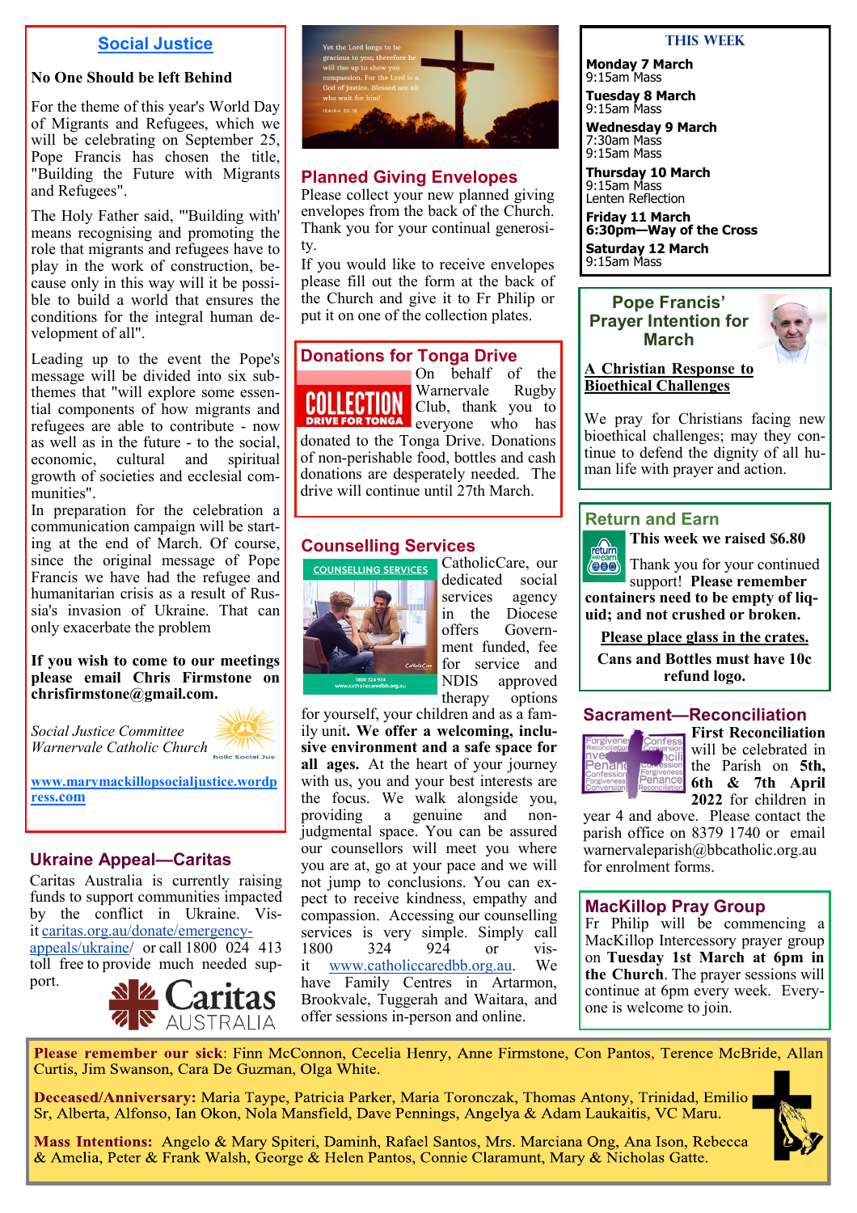## Social Justice

**No One Should be left Behind**

For the theme of this year's World Day of Migrants and Refugees, which we will be celebrating on September 25, Pope Francis has chosen the title, "Building the Future with Migrants and Refugees".

The Holy Father said, "'Building with' means recognising and promoting the role that migrants and refugees have to play in the work of construction, because only in this way will it be possible to build a world that ensures the conditions for the integral human development of all".

Leading up to the event the Pope's message will be divided into six subthemes that "will explore some essential components of how migrants and refugees are able to contribute - now as well as in the future - to the social, economic, cultural and spiritual growth of societies and ecclesial communities".

In preparation for the celebration a communication campaign will be starting at the end of March. Of course, since the original message of Pope Francis we have had the refugee and humanitarian crisis as a result of Russia's invasion of Ukraine. That can only exacerbate the problem

**If you wish to come to our meetings please email Chris Firmstone on chrisfirmstone@gmail.com.**

*Social Justice Committee*
*Warnervale Catholic Church*

www.marymackillopsocialjustice.wordpress.com

## Ukraine Appeal—Caritas

Caritas Australia is currently raising funds to support communities impacted by the conflict in Ukraine. Visit caritas.org.au/donate/emergency-appeals/ukraine/ or call 1800 024 413 toll free to provide much needed support.

Yet the Lord longs to be gracious to you; therefore he will rise up to show you compassion. For the Lord is a God of justice. Blessed are all who wait for him!
ISAIAH 30:18

## Planned Giving Envelopes

Please collect your new planned giving envelopes from the back of the Church. Thank you for your continual generosity.

If you would like to receive envelopes please fill out the form at the back of the Church and give it to Fr Philip or put it on one of the collection plates.

## Donations for Tonga Drive

COLLECTION DRIVE FOR TONGA

On behalf of the Warnervale Rugby Club, thank you to everyone who has donated to the Tonga Drive. Donations of non-perishable food, bottles and cash donations are desperately needed. The drive will continue until 27th March.

## Counselling Services

CatholicCare, our dedicated social services agency in the Diocese offers Government funded, fee for service and NDIS approved therapy options for yourself, your children and as a family unit. **We offer a welcoming, inclusive environment and a safe space for all ages.** At the heart of your journey with us, you and your best interests are the focus. We walk alongside you, providing a genuine and non-judgmental space. You can be assured our counsellors will meet you where you are at, go at your pace and we will not jump to conclusions. You can expect to receive kindness, empathy and compassion. Accessing our counselling services is very simple. Simply call 1800 324 924 or visit www.catholiccaredbb.org.au. We have Family Centres in Artarmon, Brookvale, Tuggerah and Waitara, and offer sessions in-person and online.

## THIS WEEK

**Monday 7 March**
9:15am Mass

**Tuesday 8 March**
9:15am Mass

**Wednesday 9 March**
7:30am Mass
9:15am Mass

**Thursday 10 March**
9:15am Mass
Lenten Reflection

**Friday 11 March**
**6:30pm—Way of the Cross**

**Saturday 12 March**
9:15am Mass

## Pope Francis' Prayer Intention for March

**A Christian Response to Bioethical Challenges**

We pray for Christians facing new bioethical challenges; may they continue to defend the dignity of all human life with prayer and action.

## Return and Earn

**This week we raised $6.80**

Thank you for your continued support! **Please remember containers need to be empty of liquid; and not crushed or broken.**

**Please place glass in the crates.**

**Cans and Bottles must have 10c refund logo.**

## Sacrament—Reconciliation

**First Reconciliation** will be celebrated in the Parish on **5th, 6th & 7th April 2022** for children in year 4 and above. Please contact the parish office on 8379 1740 or email warnervaleparish@bbcatholic.org.au for enrolment forms.

## MacKillop Pray Group

Fr Philip will be commencing a MacKillop Intercessory prayer group on **Tuesday 1st March at 6pm in the Church**. The prayer sessions will continue at 6pm every week. Everyone is welcome to join.

**Please remember our sick**: Finn McConnon, Cecelia Henry, Anne Firmstone, Con Pantos, Terence McBride, Allan Curtis, Jim Swanson, Cara De Guzman, Olga White.

**Deceased/Anniversary:** Maria Taype, Patricia Parker, Maria Toronczak, Thomas Antony, Trinidad, Emilio Sr, Alberta, Alfonso, Ian Okon, Nola Mansfield, Dave Pennings, Angelya & Adam Laukaitis, VC Maru.

**Mass Intentions:** Angelo & Mary Spiteri, Daminh, Rafael Santos, Mrs. Marciana Ong, Ana Ison, Rebecca & Amelia, Peter & Frank Walsh, George & Helen Pantos, Connie Claramunt, Mary & Nicholas Gatte.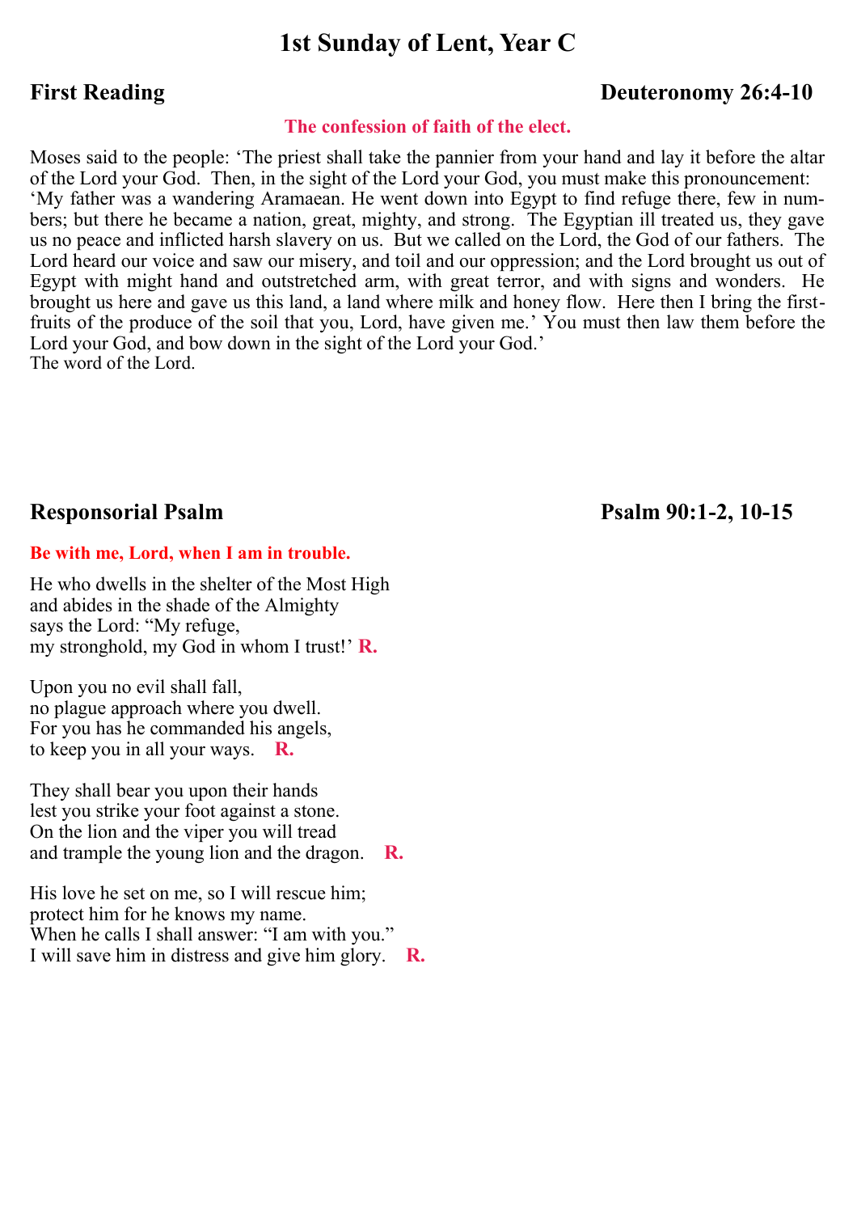# 1st Sunday of Lent, Year C

## First Reading — Deuteronomy 26:4-10

**The confession of faith of the elect.**

Moses said to the people: ‘The priest shall take the pannier from your hand and lay it before the altar of the Lord your God. Then, in the sight of the Lord your God, you must make this pronouncement: ‘My father was a wandering Aramaean. He went down into Egypt to find refuge there, few in numbers; but there he became a nation, great, mighty, and strong. The Egyptian ill treated us, they gave us no peace and inflicted harsh slavery on us. But we called on the Lord, the God of our fathers. The Lord heard our voice and saw our misery, and toil and our oppression; and the Lord brought us out of Egypt with might hand and outstretched arm, with great terror, and with signs and wonders. He brought us here and gave us this land, a land where milk and honey flow. Here then I bring the first-fruits of the produce of the soil that you, Lord, have given me.’ You must then law them before the Lord your God, and bow down in the sight of the Lord your God.’
The word of the Lord.

## Responsorial Psalm — Psalm 90:1-2, 10-15

**Be with me, Lord, when I am in trouble.**

He who dwells in the shelter of the Most High
and abides in the shade of the Almighty
says the Lord: “My refuge,
my stronghold, my God in whom I trust!’ **R.**

Upon you no evil shall fall,
no plague approach where you dwell.
For you has he commanded his angels,
to keep you in all your ways. **R.**

They shall bear you upon their hands
lest you strike your foot against a stone.
On the lion and the viper you will tread
and trample the young lion and the dragon. **R.**

His love he set on me, so I will rescue him;
protect him for he knows my name.
When he calls I shall answer: “I am with you.”
I will save him in distress and give him glory. **R.**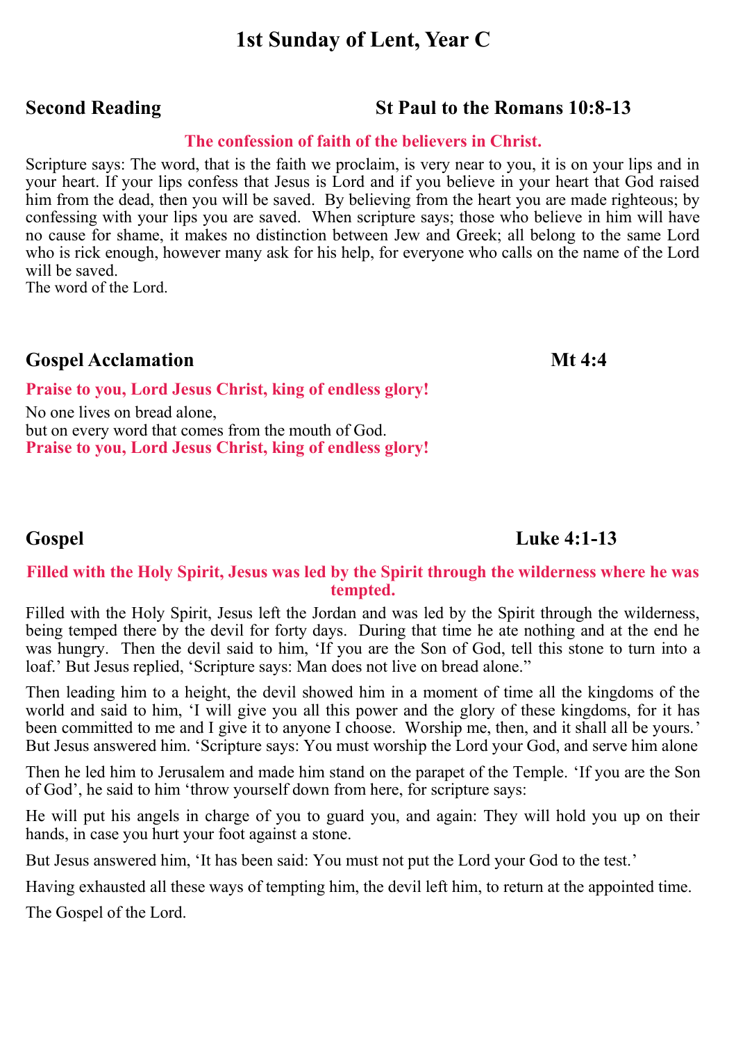# 1st Sunday of Lent, Year C

## Second Reading — St Paul to the Romans 10:8-13

**The confession of faith of the believers in Christ.**

Scripture says: The word, that is the faith we proclaim, is very near to you, it is on your lips and in your heart. If your lips confess that Jesus is Lord and if you believe in your heart that God raised him from the dead, then you will be saved. By believing from the heart you are made righteous; by confessing with your lips you are saved. When scripture says; those who believe in him will have no cause for shame, it makes no distinction between Jew and Greek; all belong to the same Lord who is rick enough, however many ask for his help, for everyone who calls on the name of the Lord will be saved.
The word of the Lord.

## Gospel Acclamation — Mt 4:4

**Praise to you, Lord Jesus Christ, king of endless glory!**

No one lives on bread alone,
but on every word that comes from the mouth of God.
**Praise to you, Lord Jesus Christ, king of endless glory!**

## Gospel — Luke 4:1-13

**Filled with the Holy Spirit, Jesus was led by the Spirit through the wilderness where he was tempted.**

Filled with the Holy Spirit, Jesus left the Jordan and was led by the Spirit through the wilderness, being temped there by the devil for forty days. During that time he ate nothing and at the end he was hungry. Then the devil said to him, 'If you are the Son of God, tell this stone to turn into a loaf.' But Jesus replied, 'Scripture says: Man does not live on bread alone."

Then leading him to a height, the devil showed him in a moment of time all the kingdoms of the world and said to him, 'I will give you all this power and the glory of these kingdoms, for it has been committed to me and I give it to anyone I choose. Worship me, then, and it shall all be yours.' But Jesus answered him. 'Scripture says: You must worship the Lord your God, and serve him alone

Then he led him to Jerusalem and made him stand on the parapet of the Temple. 'If you are the Son of God', he said to him 'throw yourself down from here, for scripture says:

He will put his angels in charge of you to guard you, and again: They will hold you up on their hands, in case you hurt your foot against a stone.

But Jesus answered him, 'It has been said: You must not put the Lord your God to the test.'

Having exhausted all these ways of tempting him, the devil left him, to return at the appointed time.

The Gospel of the Lord.